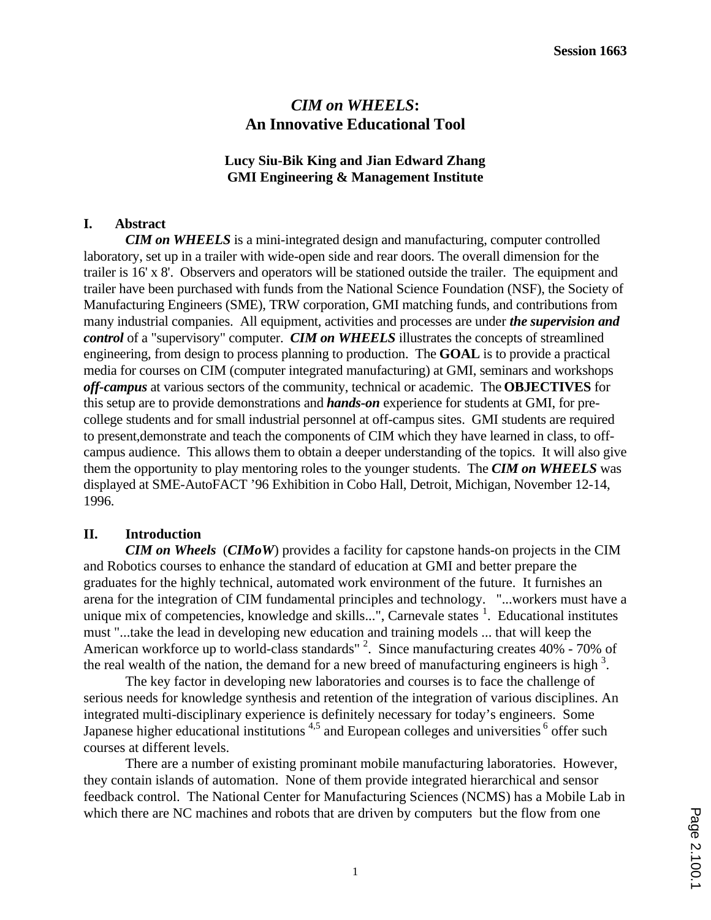Session 1663

# *CIM on WHEELS*: An Innovative Educational Tool

**Lucy Siu-Bik King and Jian Edward Zhang**
**GMI Engineering & Management Institute**

## I. Abstract

***CIM on WHEELS*** is a mini-integrated design and manufacturing, computer controlled laboratory, set up in a trailer with wide-open side and rear doors. The overall dimension for the trailer is 16' x 8'. Observers and operators will be stationed outside the trailer. The equipment and trailer have been purchased with funds from the National Science Foundation (NSF), the Society of Manufacturing Engineers (SME), TRW corporation, GMI matching funds, and contributions from many industrial companies. All equipment, activities and processes are under ***the supervision and control*** of a "supervisory" computer. ***CIM on WHEELS*** illustrates the concepts of streamlined engineering, from design to process planning to production. The **GOAL** is to provide a practical media for courses on CIM (computer integrated manufacturing) at GMI, seminars and workshops ***off-campus*** at various sectors of the community, technical or academic. The **OBJECTIVES** for this setup are to provide demonstrations and ***hands-on*** experience for students at GMI, for pre-college students and for small industrial personnel at off-campus sites. GMI students are required to present,demonstrate and teach the components of CIM which they have learned in class, to off-campus audience. This allows them to obtain a deeper understanding of the topics. It will also give them the opportunity to play mentoring roles to the younger students. The ***CIM on WHEELS*** was displayed at SME-AutoFACT '96 Exhibition in Cobo Hall, Detroit, Michigan, November 12-14, 1996.

## II. Introduction

***CIM on Wheels*** (***CIMoW***) provides a facility for capstone hands-on projects in the CIM and Robotics courses to enhance the standard of education at GMI and better prepare the graduates for the highly technical, automated work environment of the future. It furnishes an arena for the integration of CIM fundamental principles and technology. "...workers must have a unique mix of competencies, knowledge and skills...", Carnevale states [1]. Educational institutes must "...take the lead in developing new education and training models ... that will keep the American workforce up to world-class standards" [2]. Since manufacturing creates 40% - 70% of the real wealth of the nation, the demand for a new breed of manufacturing engineers is high [3].

The key factor in developing new laboratories and courses is to face the challenge of serious needs for knowledge synthesis and retention of the integration of various disciplines. An integrated multi-disciplinary experience is definitely necessary for today's engineers. Some Japanese higher educational institutions [4,5] and European colleges and universities [6] offer such courses at different levels.

There are a number of existing prominant mobile manufacturing laboratories. However, they contain islands of automation. None of them provide integrated hierarchical and sensor feedback control. The National Center for Manufacturing Sciences (NCMS) has a Mobile Lab in which there are NC machines and robots that are driven by computers but the flow from one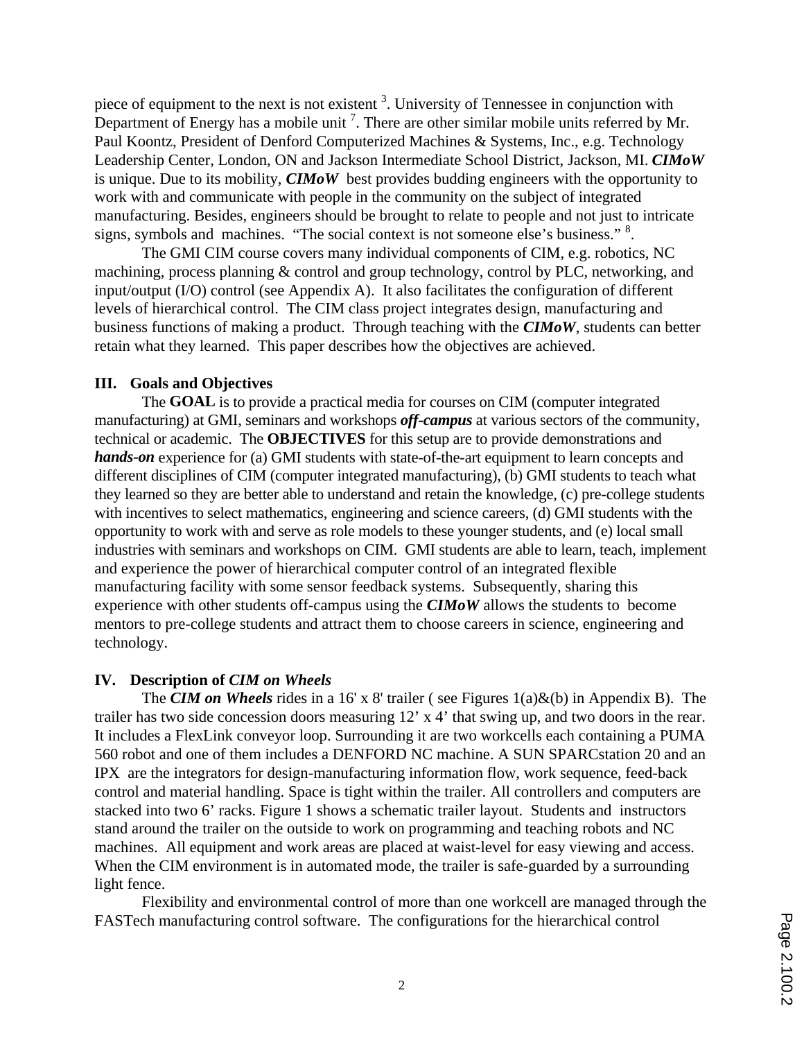piece of equipment to the next is not existent [3]. University of Tennessee in conjunction with Department of Energy has a mobile unit [7]. There are other similar mobile units referred by Mr. Paul Koontz, President of Denford Computerized Machines & Systems, Inc., e.g. Technology Leadership Center, London, ON and Jackson Intermediate School District, Jackson, MI. ***CIMoW*** is unique. Due to its mobility, ***CIMoW*** best provides budding engineers with the opportunity to work with and communicate with people in the community on the subject of integrated manufacturing. Besides, engineers should be brought to relate to people and not just to intricate signs, symbols and machines. "The social context is not someone else's business." [8].

The GMI CIM course covers many individual components of CIM, e.g. robotics, NC machining, process planning & control and group technology, control by PLC, networking, and input/output (I/O) control (see Appendix A). It also facilitates the configuration of different levels of hierarchical control. The CIM class project integrates design, manufacturing and business functions of making a product. Through teaching with the ***CIMoW***, students can better retain what they learned. This paper describes how the objectives are achieved.

### III. Goals and Objectives

The **GOAL** is to provide a practical media for courses on CIM (computer integrated manufacturing) at GMI, seminars and workshops ***off-campus*** at various sectors of the community, technical or academic. The **OBJECTIVES** for this setup are to provide demonstrations and ***hands-on*** experience for (a) GMI students with state-of-the-art equipment to learn concepts and different disciplines of CIM (computer integrated manufacturing), (b) GMI students to teach what they learned so they are better able to understand and retain the knowledge, (c) pre-college students with incentives to select mathematics, engineering and science careers, (d) GMI students with the opportunity to work with and serve as role models to these younger students, and (e) local small industries with seminars and workshops on CIM. GMI students are able to learn, teach, implement and experience the power of hierarchical computer control of an integrated flexible manufacturing facility with some sensor feedback systems. Subsequently, sharing this experience with other students off-campus using the ***CIMoW*** allows the students to become mentors to pre-college students and attract them to choose careers in science, engineering and technology.

### IV. Description of *CIM on Wheels*

The ***CIM on Wheels*** rides in a 16' x 8' trailer ( see Figures 1(a)&(b) in Appendix B). The trailer has two side concession doors measuring 12' x 4' that swing up, and two doors in the rear. It includes a FlexLink conveyor loop. Surrounding it are two workcells each containing a PUMA 560 robot and one of them includes a DENFORD NC machine. A SUN SPARCstation 20 and an IPX are the integrators for design-manufacturing information flow, work sequence, feed-back control and material handling. Space is tight within the trailer. All controllers and computers are stacked into two 6' racks. Figure 1 shows a schematic trailer layout. Students and instructors stand around the trailer on the outside to work on programming and teaching robots and NC machines. All equipment and work areas are placed at waist-level for easy viewing and access. When the CIM environment is in automated mode, the trailer is safe-guarded by a surrounding light fence.

Flexibility and environmental control of more than one workcell are managed through the FASTech manufacturing control software. The configurations for the hierarchical control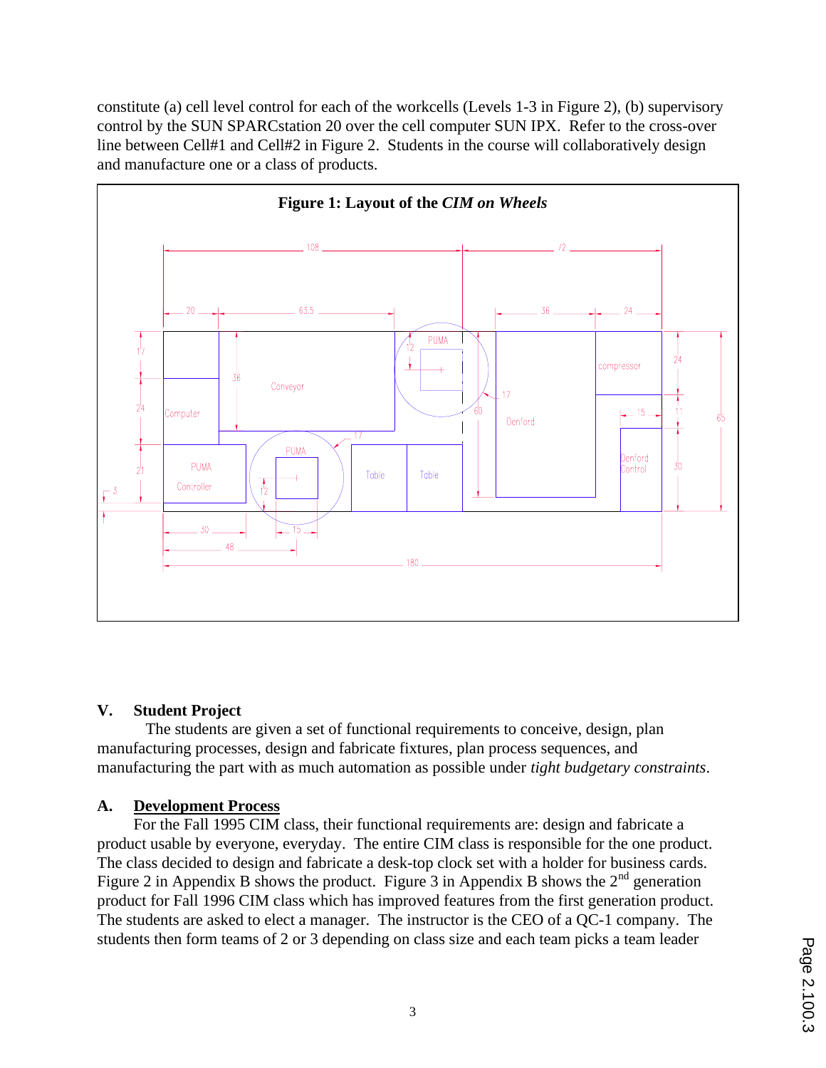constitute (a) cell level control for each of the workcells (Levels 1-3 in Figure 2), (b) supervisory control by the SUN SPARCstation 20 over the cell computer SUN IPX. Refer to the cross-over line between Cell#1 and Cell#2 in Figure 2. Students in the course will collaboratively design and manufacture one or a class of products.

**Figure 1: Layout of the *CIM on Wheels***

## V. Student Project

The students are given a set of functional requirements to conceive, design, plan manufacturing processes, design and fabricate fixtures, plan process sequences, and manufacturing the part with as much automation as possible under *tight budgetary constraints*.

### A. <u>Development Process</u>

For the Fall 1995 CIM class, their functional requirements are: design and fabricate a product usable by everyone, everyday. The entire CIM class is responsible for the one product. The class decided to design and fabricate a desk-top clock set with a holder for business cards. Figure 2 in Appendix B shows the product. Figure 3 in Appendix B shows the 2nd generation product for Fall 1996 CIM class which has improved features from the first generation product. The students are asked to elect a manager. The instructor is the CEO of a QC-1 company. The students then form teams of 2 or 3 depending on class size and each team picks a team leader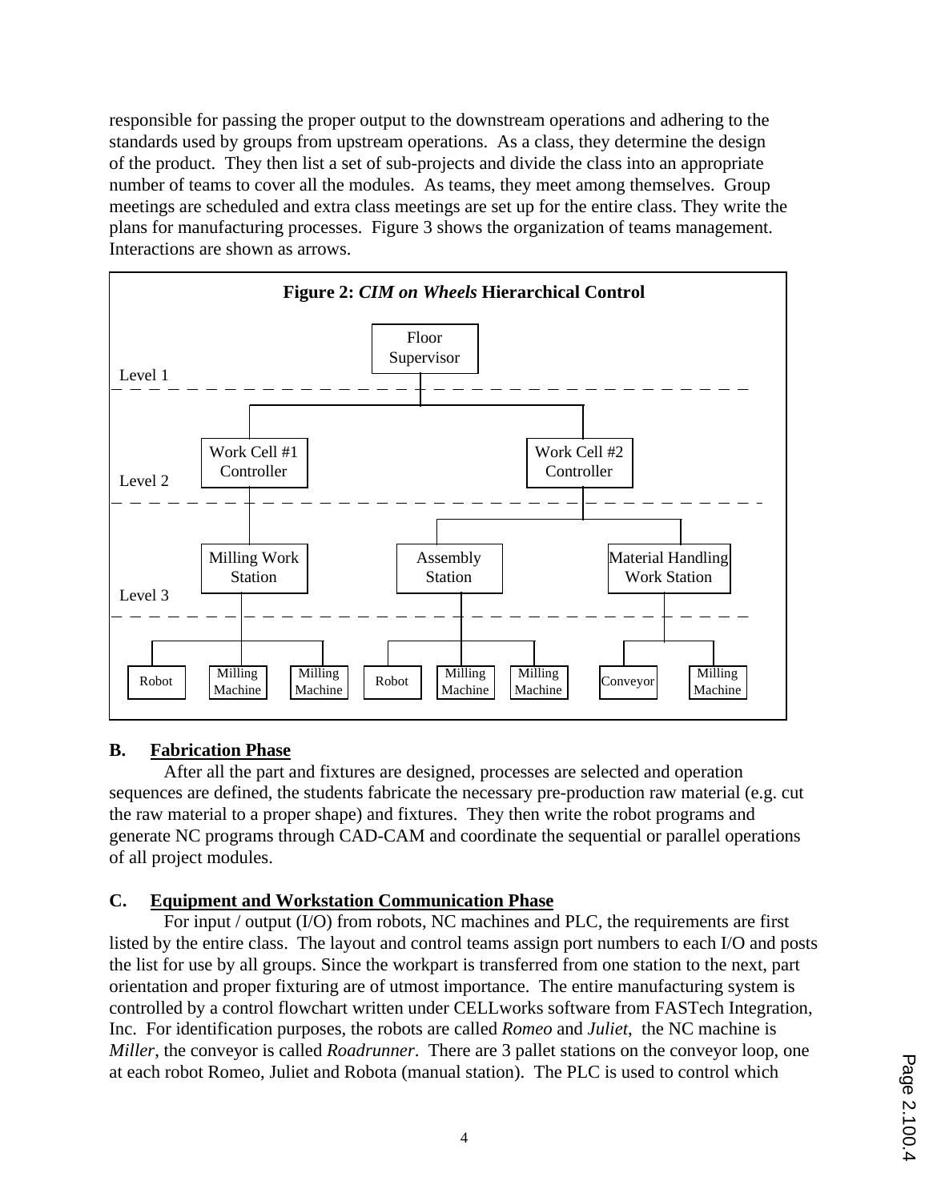responsible for passing the proper output to the downstream operations and adhering to the standards used by groups from upstream operations. As a class, they determine the design of the product. They then list a set of sub-projects and divide the class into an appropriate number of teams to cover all the modules. As teams, they meet among themselves. Group meetings are scheduled and extra class meetings are set up for the entire class. They write the plans for manufacturing processes. Figure 3 shows the organization of teams management. Interactions are shown as arrows.

**Figure 2:** ***CIM on Wheels*** **Hierarchical Control**

- Level 1: Floor Supervisor
- Level 2: Work Cell #1 Controller; Work Cell #2 Controller
- Level 3: Milling Work Station (under Work Cell #1); Assembly Station and Material Handling Work Station (under Work Cell #2)
- Equipment:
  - Milling Work Station: Robot, Milling Machine, Milling Machine
  - Assembly Station: Robot, Milling Machine, Milling Machine
  - Material Handling Work Station: Conveyor, Milling Machine

## B. Fabrication Phase

After all the part and fixtures are designed, processes are selected and operation sequences are defined, the students fabricate the necessary pre-production raw material (e.g. cut the raw material to a proper shape) and fixtures. They then write the robot programs and generate NC programs through CAD-CAM and coordinate the sequential or parallel operations of all project modules.

## C. Equipment and Workstation Communication Phase

For input / output (I/O) from robots, NC machines and PLC, the requirements are first listed by the entire class. The layout and control teams assign port numbers to each I/O and posts the list for use by all groups. Since the workpart is transferred from one station to the next, part orientation and proper fixturing are of utmost importance. The entire manufacturing system is controlled by a control flowchart written under CELLworks software from FASTech Integration, Inc. For identification purposes, the robots are called *Romeo* and *Juliet*, the NC machine is *Miller*, the conveyor is called *Roadrunner*. There are 3 pallet stations on the conveyor loop, one at each robot Romeo, Juliet and Robota (manual station). The PLC is used to control which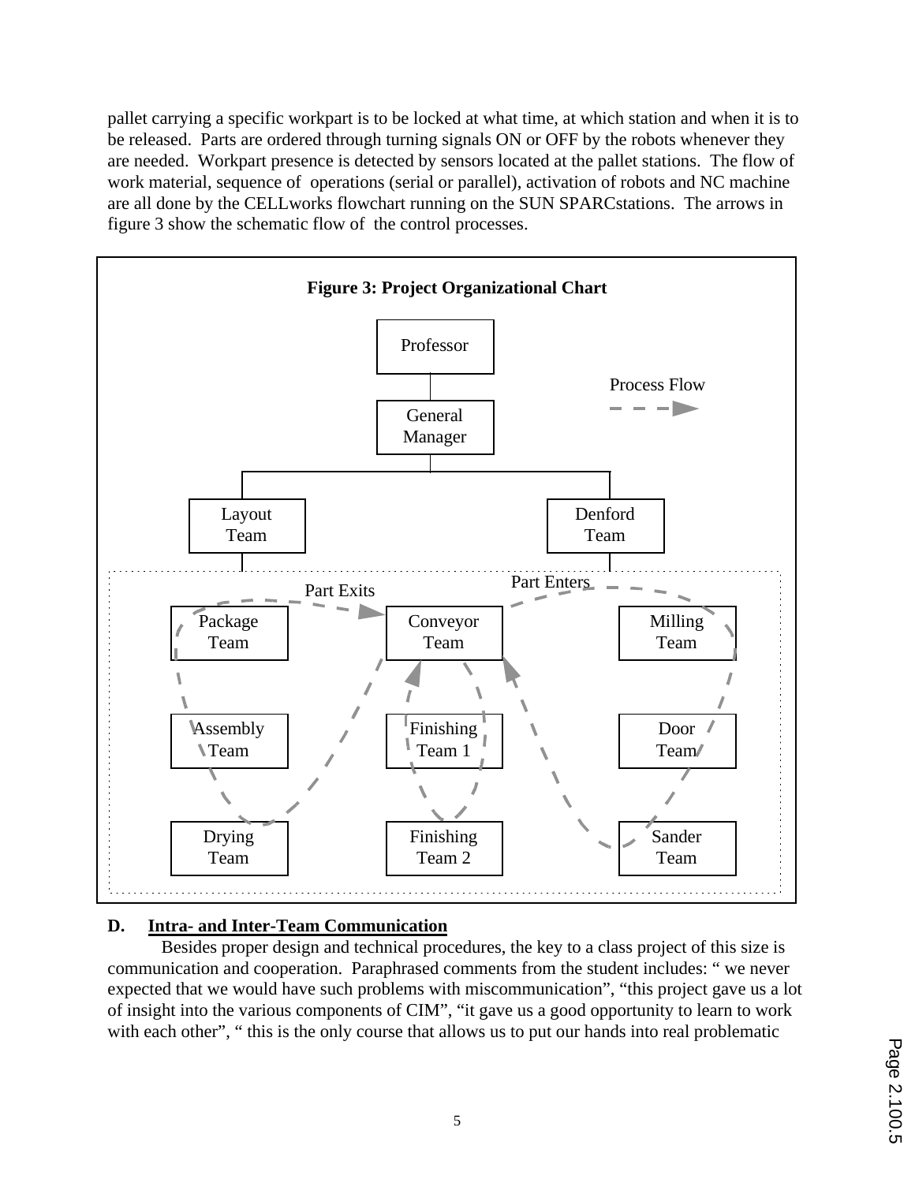pallet carrying a specific workpart is to be locked at what time, at which station and when it is to be released. Parts are ordered through turning signals ON or OFF by the robots whenever they are needed. Workpart presence is detected by sensors located at the pallet stations. The flow of work material, sequence of operations (serial or parallel), activation of robots and NC machine are all done by the CELLworks flowchart running on the SUN SPARCstations. The arrows in figure 3 show the schematic flow of the control processes.

**Figure 3: Project Organizational Chart**

Professor
General Manager
Layout Team
Denford Team
Process Flow
Part Exits
Part Enters
Package Team
Conveyor Team
Milling Team
Assembly Team
Finishing Team 1
Door Team
Drying Team
Finishing Team 2
Sander Team

## D. Intra- and Inter-Team Communication

Besides proper design and technical procedures, the key to a class project of this size is communication and cooperation. Paraphrased comments from the student includes: " we never expected that we would have such problems with miscommunication", "this project gave us a lot of insight into the various components of CIM", "it gave us a good opportunity to learn to work with each other", " this is the only course that allows us to put our hands into real problematic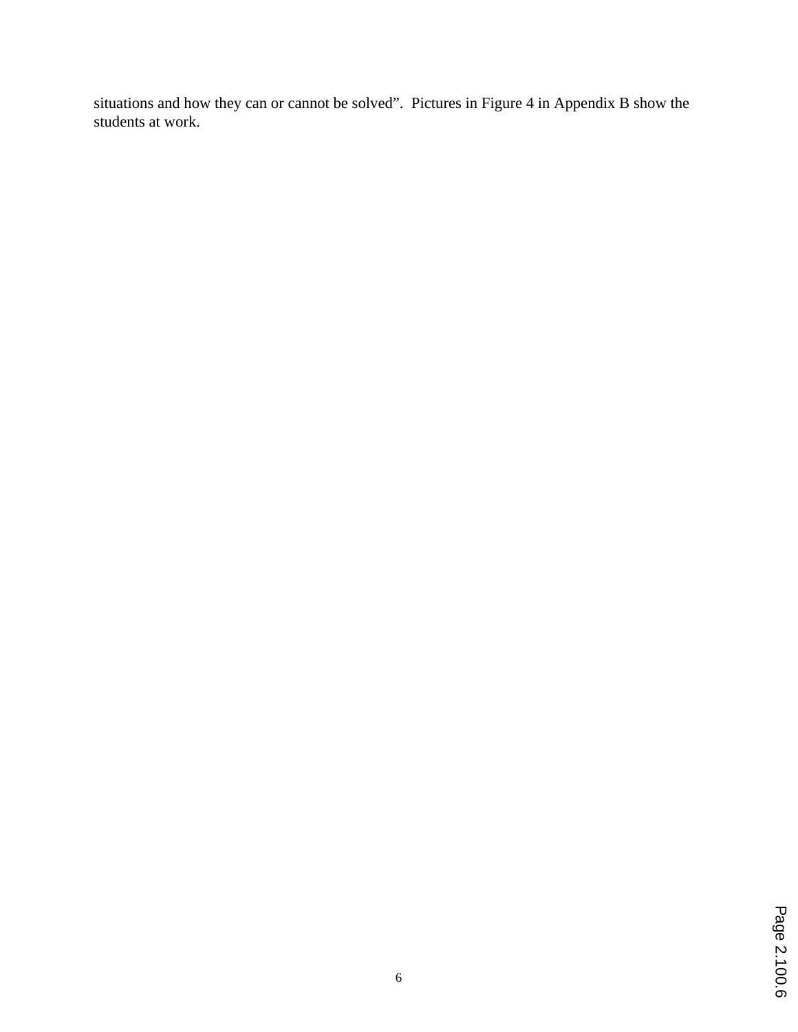situations and how they can or cannot be solved". Pictures in Figure 4 in Appendix B show the students at work.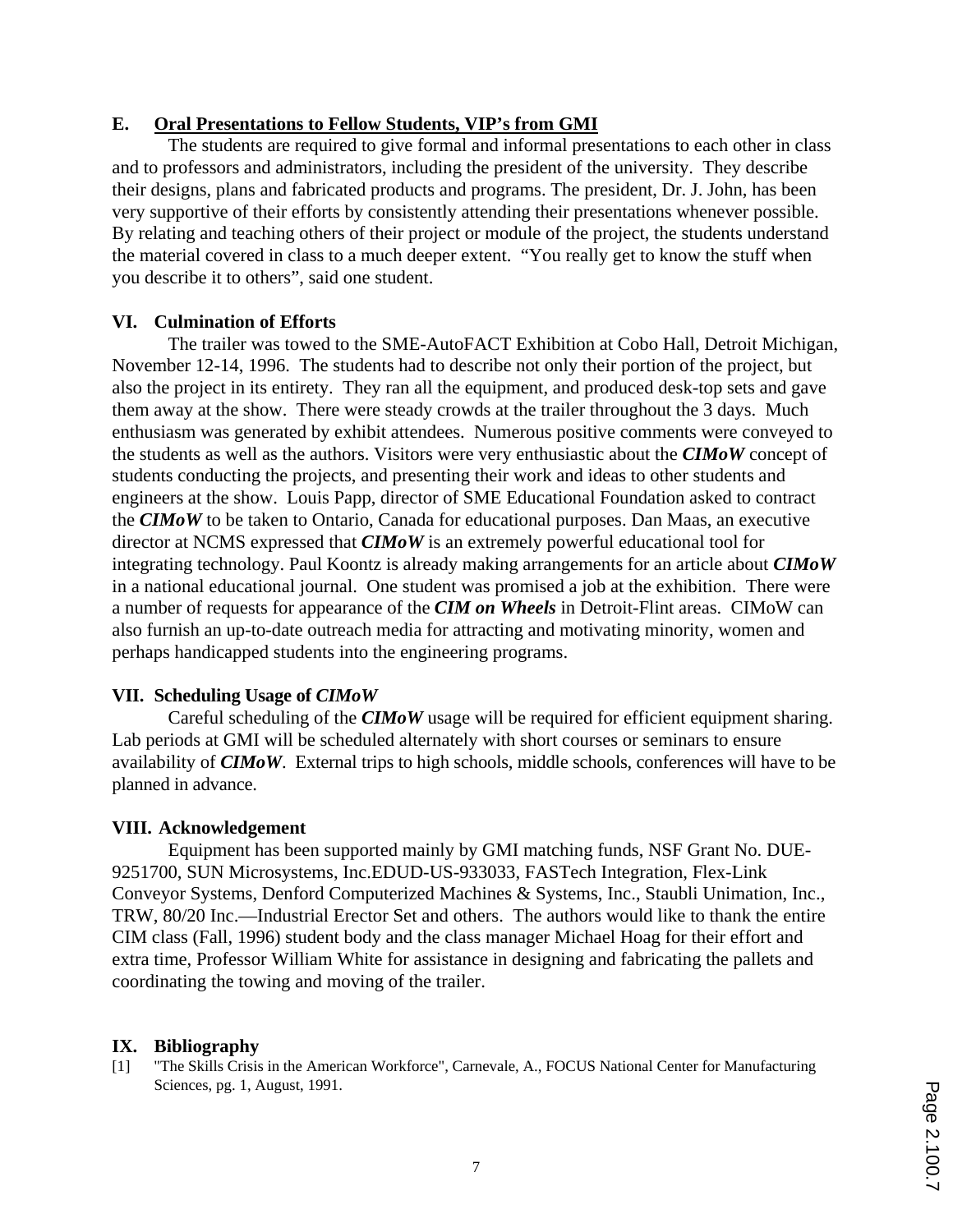### E. Oral Presentations to Fellow Students, VIP's from GMI

The students are required to give formal and informal presentations to each other in class and to professors and administrators, including the president of the university. They describe their designs, plans and fabricated products and programs. The president, Dr. J. John, has been very supportive of their efforts by consistently attending their presentations whenever possible. By relating and teaching others of their project or module of the project, the students understand the material covered in class to a much deeper extent. "You really get to know the stuff when you describe it to others", said one student.

## VI. Culmination of Efforts

The trailer was towed to the SME-AutoFACT Exhibition at Cobo Hall, Detroit Michigan, November 12-14, 1996. The students had to describe not only their portion of the project, but also the project in its entirety. They ran all the equipment, and produced desk-top sets and gave them away at the show. There were steady crowds at the trailer throughout the 3 days. Much enthusiasm was generated by exhibit attendees. Numerous positive comments were conveyed to the students as well as the authors. Visitors were very enthusiastic about the ***CIMoW*** concept of students conducting the projects, and presenting their work and ideas to other students and engineers at the show. Louis Papp, director of SME Educational Foundation asked to contract the ***CIMoW*** to be taken to Ontario, Canada for educational purposes. Dan Maas, an executive director at NCMS expressed that ***CIMoW*** is an extremely powerful educational tool for integrating technology. Paul Koontz is already making arrangements for an article about ***CIMoW*** in a national educational journal. One student was promised a job at the exhibition. There were a number of requests for appearance of the ***CIM on Wheels*** in Detroit-Flint areas. CIMoW can also furnish an up-to-date outreach media for attracting and motivating minority, women and perhaps handicapped students into the engineering programs.

## VII. Scheduling Usage of *CIMoW*

Careful scheduling of the ***CIMoW*** usage will be required for efficient equipment sharing. Lab periods at GMI will be scheduled alternately with short courses or seminars to ensure availability of ***CIMoW***. External trips to high schools, middle schools, conferences will have to be planned in advance.

## VIII. Acknowledgement

Equipment has been supported mainly by GMI matching funds, NSF Grant No. DUE-9251700, SUN Microsystems, Inc.EDUD-US-933033, FASTech Integration, Flex-Link Conveyor Systems, Denford Computerized Machines & Systems, Inc., Staubli Unimation, Inc., TRW, 80/20 Inc.—Industrial Erector Set and others. The authors would like to thank the entire CIM class (Fall, 1996) student body and the class manager Michael Hoag for their effort and extra time, Professor William White for assistance in designing and fabricating the pallets and coordinating the towing and moving of the trailer.

## IX. Bibliography

[1] "The Skills Crisis in the American Workforce", Carnevale, A., FOCUS National Center for Manufacturing Sciences, pg. 1, August, 1991.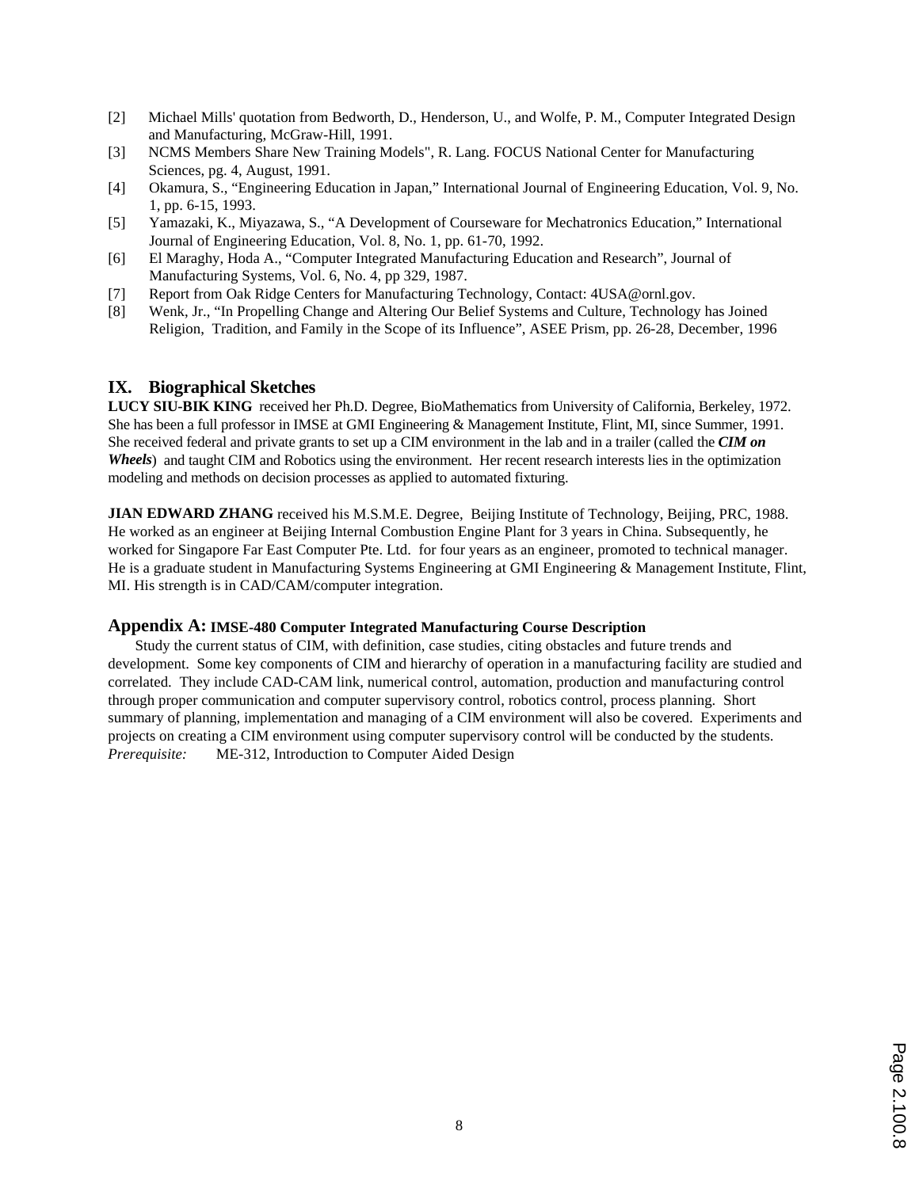[2] Michael Mills' quotation from Bedworth, D., Henderson, U., and Wolfe, P. M., Computer Integrated Design and Manufacturing, McGraw-Hill, 1991.

[3] NCMS Members Share New Training Models", R. Lang. FOCUS National Center for Manufacturing Sciences, pg. 4, August, 1991.

[4] Okamura, S., "Engineering Education in Japan," International Journal of Engineering Education, Vol. 9, No. 1, pp. 6-15, 1993.

[5] Yamazaki, K., Miyazawa, S., "A Development of Courseware for Mechatronics Education," International Journal of Engineering Education, Vol. 8, No. 1, pp. 61-70, 1992.

[6] El Maraghy, Hoda A., "Computer Integrated Manufacturing Education and Research", Journal of Manufacturing Systems, Vol. 6, No. 4, pp 329, 1987.

[7] Report from Oak Ridge Centers for Manufacturing Technology, Contact: 4USA@ornl.gov.

[8] Wenk, Jr., "In Propelling Change and Altering Our Belief Systems and Culture, Technology has Joined Religion, Tradition, and Family in the Scope of its Influence", ASEE Prism, pp. 26-28, December, 1996

## IX. Biographical Sketches

**LUCY SIU-BIK KING** received her Ph.D. Degree, BioMathematics from University of California, Berkeley, 1972. She has been a full professor in IMSE at GMI Engineering & Management Institute, Flint, MI, since Summer, 1991. She received federal and private grants to set up a CIM environment in the lab and in a trailer (called the ***CIM on Wheels***) and taught CIM and Robotics using the environment. Her recent research interests lies in the optimization modeling and methods on decision processes as applied to automated fixturing.

**JIAN EDWARD ZHANG** received his M.S.M.E. Degree, Beijing Institute of Technology, Beijing, PRC, 1988. He worked as an engineer at Beijing Internal Combustion Engine Plant for 3 years in China. Subsequently, he worked for Singapore Far East Computer Pte. Ltd. for four years as an engineer, promoted to technical manager. He is a graduate student in Manufacturing Systems Engineering at GMI Engineering & Management Institute, Flint, MI. His strength is in CAD/CAM/computer integration.

## Appendix A: IMSE-480 Computer Integrated Manufacturing Course Description

Study the current status of CIM, with definition, case studies, citing obstacles and future trends and development. Some key components of CIM and hierarchy of operation in a manufacturing facility are studied and correlated. They include CAD-CAM link, numerical control, automation, production and manufacturing control through proper communication and computer supervisory control, robotics control, process planning. Short summary of planning, implementation and managing of a CIM environment will also be covered. Experiments and projects on creating a CIM environment using computer supervisory control will be conducted by the students.

*Prerequisite:* ME-312, Introduction to Computer Aided Design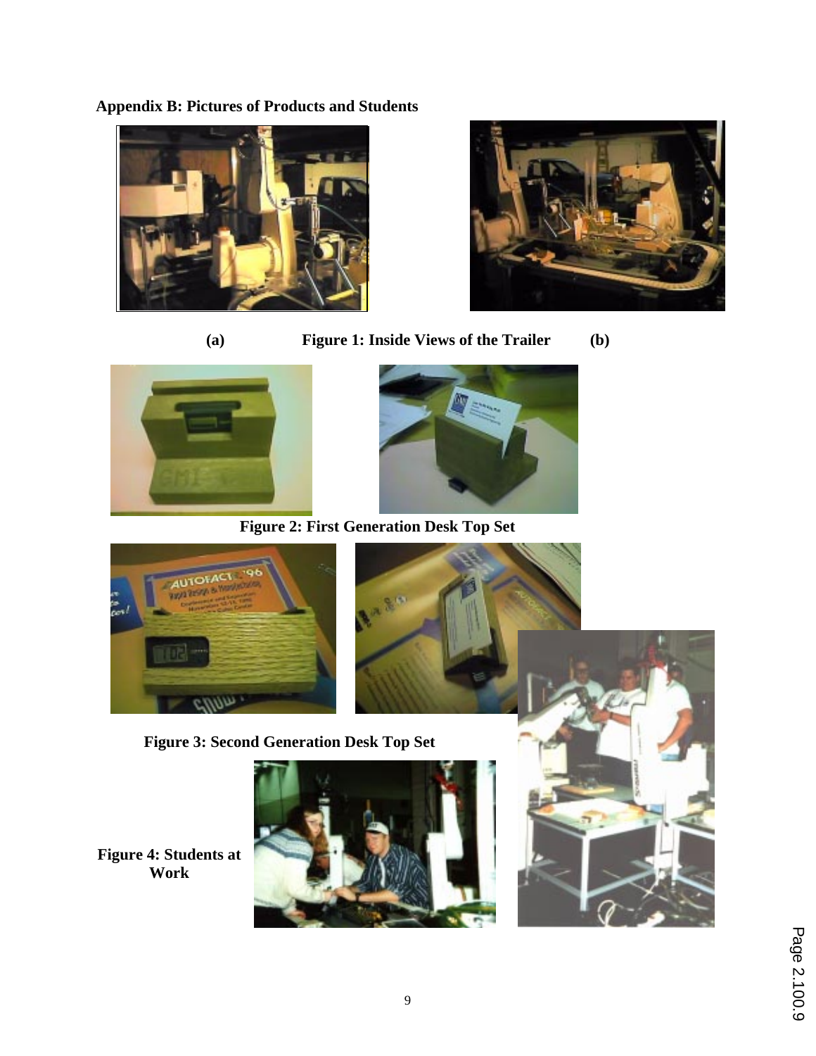**Appendix B: Pictures of Products and Students**

(a) **Figure 1: Inside Views of the Trailer** (b)

**Figure 2: First Generation Desk Top Set**

**Figure 3: Second Generation Desk Top Set**

**Figure 4: Students at Work**